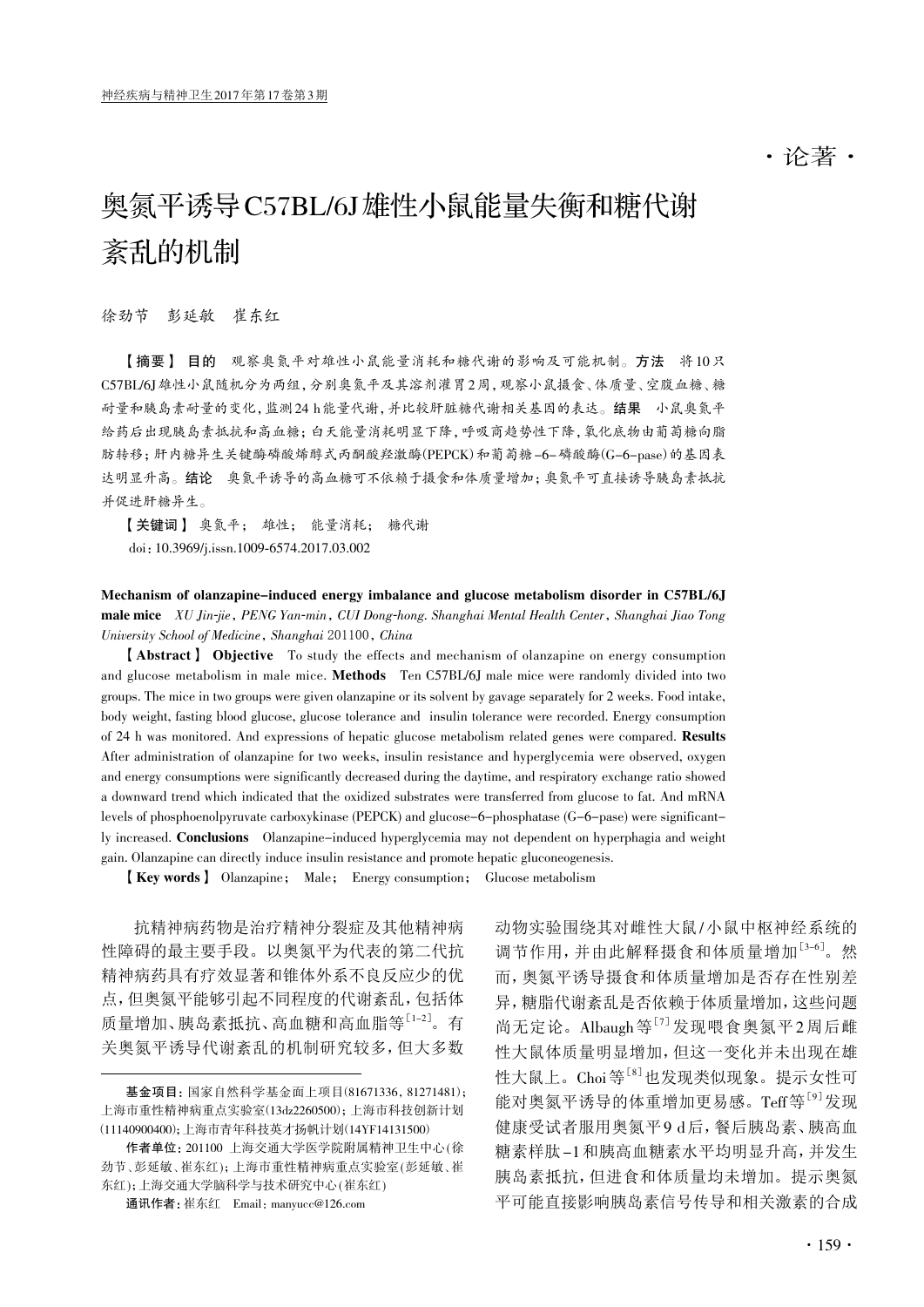·论著·

# 奥氮平诱导C57BL/6J雄性小鼠能量失衡和糖代谢紊乱的机制

徐劲节　彭延敏　崔东红

【摘要】 **目的**　观察奥氮平对雄性小鼠能量消耗和糖代谢的影响及可能机制。**方法**　将10只C57BL/6J雄性小鼠随机分为两组，分别奥氮平及其溶剂灌胃2周，观察小鼠摄食、体质量、空腹血糖、糖耐量和胰岛素耐量的变化，监测24 h能量代谢，并比较肝脏糖代谢相关基因的表达。**结果**　小鼠奥氮平给药后出现胰岛素抵抗和高血糖；白天能量消耗明显下降，呼吸商趋势性下降，氧化底物由葡萄糖向脂肪转移；肝内糖异生关键酶磷酸烯醇式丙酮酸羟激酶(PEPCK)和葡萄糖-6-磷酸酶(G-6-pase)的基因表达明显升高。**结论**　奥氮平诱导的高血糖可不依赖于摄食和体质量增加；奥氮平可直接诱导胰岛素抵抗并促进肝糖异生。

【关键词】 奥氮平；　雄性；　能量消耗；　糖代谢

doi：10.3969/j.issn.1009-6574.2017.03.002

**Mechanism of olanzapine-induced energy imbalance and glucose metabolism disorder in C57BL/6J male mice**　*XU Jin-jie, PENG Yan-min, CUI Dong-hong. Shanghai Mental Health Center, Shanghai Jiao Tong University School of Medicine, Shanghai 201100, China*

【**Abstract**】 **Objective**　To study the effects and mechanism of olanzapine on energy consumption and glucose metabolism in male mice. **Methods**　Ten C57BL/6J male mice were randomly divided into two groups. The mice in two groups were given olanzapine or its solvent by gavage separately for 2 weeks. Food intake, body weight, fasting blood glucose, glucose tolerance and insulin tolerance were recorded. Energy consumption of 24 h was monitored. And expressions of hepatic glucose metabolism related genes were compared. **Results** After administration of olanzapine for two weeks, insulin resistance and hyperglycemia were observed, oxygen and energy consumptions were significantly decreased during the daytime, and respiratory exchange ratio showed a downward trend which indicated that the oxidized substrates were transferred from glucose to fat. And mRNA levels of phosphoenolpyruvate carboxykinase (PEPCK) and glucose-6-phosphatase (G-6-pase) were significantly increased. **Conclusions**　Olanzapine-induced hyperglycemia may not dependent on hyperphagia and weight gain. Olanzapine can directly induce insulin resistance and promote hepatic gluconeogenesis.

【**Key words**】 Olanzapine；　Male；　Energy consumption；　Glucose metabolism

抗精神病药物是治疗精神分裂症及其他精神病性障碍的最主要手段。以奥氮平为代表的第二代抗精神病药具有疗效显著和锥体外系不良反应少的优点，但奥氮平能够引起不同程度的代谢紊乱，包括体质量增加、胰岛素抵抗、高血糖和高血脂等[1-2]。有关奥氮平诱导代谢紊乱的机制研究较多，但大多数动物实验围绕其对雌性大鼠/小鼠中枢神经系统的调节作用，并由此解释摄食和体质量增加[3-6]。然而，奥氮平诱导摄食和体质量增加是否存在性别差异，糖脂代谢紊乱是否依赖于体质量增加，这些问题尚无定论。Albaugh等[7]发现喂食奥氮平2周后雌性大鼠体质量明显增加，但这一变化并未出现在雄性大鼠上。Choi等[8]也发现类似现象。提示女性可能对奥氮平诱导的体重增加更易感。Teff等[9]发现健康受试者服用奥氮平9 d后，餐后胰岛素、胰高血糖素样肽-1和胰高血糖素水平均明显升高，并发生胰岛素抵抗，但进食和体质量均未增加。提示奥氮平可能直接影响胰岛素信号传导和相关激素的合成

---

基金项目：国家自然科学基金面上项目(81671336，81271481)；上海市重性精神病重点实验室(13dz2260500)；上海市科技创新计划(11140900400)；上海市青年科技英才扬帆计划(14YF14131500)

作者单位：201100　上海交通大学医学院附属精神卫生中心(徐劲节、彭延敏、崔东红)；上海市重性精神病重点实验室(彭延敏、崔东红)；上海交通大学脑科学与技术研究中心(崔东红)

通讯作者：崔东红　Email：manyucc@126.com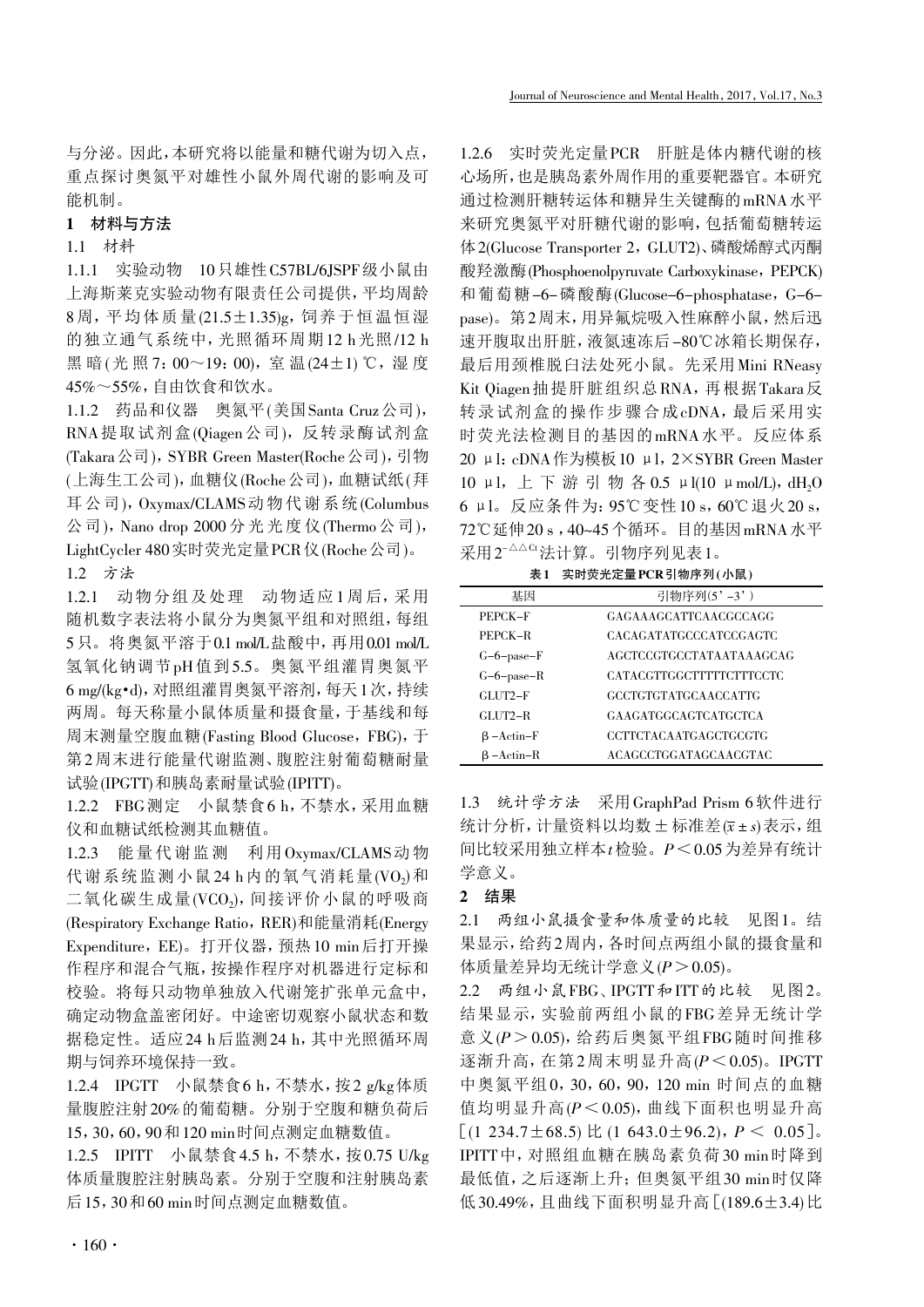与分泌。因此，本研究将以能量和糖代谢为切入点，重点探讨奥氮平对雄性小鼠外周代谢的影响及可能机制。

## 1 材料与方法

### 1.1 材料

1.1.1 实验动物 10只雄性C57BL/6JSPF级小鼠由上海斯莱克实验动物有限责任公司提供，平均周龄8周，平均体质量(21.5±1.35)g，饲养于恒温恒湿的独立通气系统中，光照循环周期12 h光照/12 h黑暗(光照7：00～19：00)，室温(24±1) ℃，湿度45%～55%，自由饮食和饮水。

1.1.2 药品和仪器 奥氮平(美国Santa Cruz公司)，RNA提取试剂盒(Qiagen公司)，反转录酶试剂盒(Takara公司)，SYBR Green Master(Roche公司)，引物(上海生工公司)，血糖仪(Roche公司)，血糖试纸(拜耳公司)，Oxymax/CLAMS动物代谢系统(Columbus公司)，Nano drop 2000分光光度仪(Thermo公司)，LightCycler 480实时荧光定量PCR仪(Roche公司)。

### 1.2 方法

1.2.1 动物分组及处理 动物适应1周后，采用随机数字表法将小鼠分为奥氮平组和对照组，每组5只。将奥氮平溶于0.1 mol/L盐酸中，再用0.01 mol/L氢氧化钠调节pH值到5.5。奥氮平组灌胃奥氮平6 mg/(kg•d)，对照组灌胃奥氮平溶剂，每天1次，持续两周。每天称量小鼠体质量和摄食量，于基线和每周末测量空腹血糖(Fasting Blood Glucose，FBG)，于第2周末进行能量代谢监测、腹腔注射葡萄糖耐量试验(IPGTT)和胰岛素耐量试验(IPITT)。

1.2.2 FBG测定 小鼠禁食6 h，不禁水，采用血糖仪和血糖试纸检测其血糖值。

1.2.3 能量代谢监测 利用Oxymax/CLAMS动物代谢系统监测小鼠24 h内的氧气消耗量($VO_2$)和二氧化碳生成量($VCO_2$)，间接评价小鼠的呼吸商(Respiratory Exchange Ratio，RER)和能量消耗(Energy Expenditure，EE)。打开仪器，预热10 min后打开操作程序和混合气瓶，按操作程序对机器进行定标和校验。将每只动物单独放入代谢笼扩张单元盒中，确定动物盒盖密闭好。中途密切观察小鼠状态和数据稳定性。适应24 h后监测24 h，其中光照循环周期与饲养环境保持一致。

1.2.4 IPGTT 小鼠禁食6 h，不禁水，按2 g/kg体质量腹腔注射20%的葡萄糖。分别于空腹和糖负荷后15，30，60，90和120 min时间点测定血糖数值。

1.2.5 IPITT 小鼠禁食4.5 h，不禁水，按0.75 U/kg体质量腹腔注射胰岛素。分别于空腹和注射胰岛素后15，30和60 min时间点测定血糖数值。

1.2.6 实时荧光定量PCR 肝脏是体内糖代谢的核心场所，也是胰岛素外周作用的重要靶器官。本研究通过检测肝糖转运体和糖异生关键酶的mRNA水平来研究奥氮平对肝糖代谢的影响，包括葡萄糖转运体2(Glucose Transporter 2，GLUT2)、磷酸烯醇式丙酮酸羟激酶(Phosphoenolpyruvate Carboxykinase，PEPCK)和葡萄糖-6-磷酸酶(Glucose-6-phosphatase，G-6-pase)。第2周末，用异氟烷吸入性麻醉小鼠，然后迅速开腹取出肝脏，液氮速冻后-80℃冰箱长期保存，最后用颈椎脱臼法处死小鼠。先采用Mini RNeasy Kit Qiagen抽提肝脏组织总RNA，再根据Takara反转录试剂盒的操作步骤合成cDNA，最后采用实时荧光法检测目的基因的mRNA水平。反应体系20 μl：cDNA作为模板10 μl，2×SYBR Green Master 10 μl，上下游引物各0.5 μl(10 μmol/L)，$dH_2O$ 6 μl。反应条件为：95℃变性10 s，60℃退火20 s，72℃延伸20 s，40~45个循环。目的基因mRNA水平采用$2^{-\triangle\triangle Ct}$法计算。引物序列见表1。

**表1 实时荧光定量PCR引物序列(小鼠)**

| 基因 | 引物序列(5’-3’) |
| --- | --- |
| PEPCK-F | GAGAAAGCATTCAACGCCAGG |
| PEPCK-R | CACAGATATGCCCATCCGAGTC |
| G-6-pase-F | AGCTCCGTGCCTATAATAAAGCAG |
| G-6-pase-R | CATACGTTGGCTTTTTCTTTCCTC |
| GLUT2-F | GCCTGTGTATGCAACCATTG |
| GLUT2-R | GAAGATGGCAGTCATGCTCA |
| β-Actin-F | CCTTCTACAATGAGCTGCGTG |
| β-Actin-R | ACAGCCTGGATAGCAACGTAC |

### 1.3 统计学方法

采用GraphPad Prism 6软件进行统计分析，计量资料以均数±标准差($\bar{x}\pm s$)表示，组间比较采用独立样本$t$检验。$P<0.05$为差异有统计学意义。

## 2 结果

2.1 两组小鼠摄食量和体质量的比较 见图1。结果显示，给药2周内，各时间点两组小鼠的摄食量和体质量差异均无统计学意义($P>0.05$)。

2.2 两组小鼠FBG、IPGTT和ITT的比较 见图2。结果显示，实验前两组小鼠的FBG差异无统计学意义($P>0.05$)，给药后奥氮平组FBG随时间推移逐渐升高，在第2周末明显升高($P<0.05$)。IPGTT中奥氮平组0，30，60，90，120 min时间点的血糖值均明显升高($P<0.05$)，曲线下面积也明显升高[(1 234.7±68.5) 比 (1 643.0±96.2)，$P<0.05$]。IPITT中，对照组血糖在胰岛素负荷30 min时降到最低值，之后逐渐上升；但奥氮平组30 min时仅降低30.49%，且曲线下面积明显升高[(189.6±3.4)比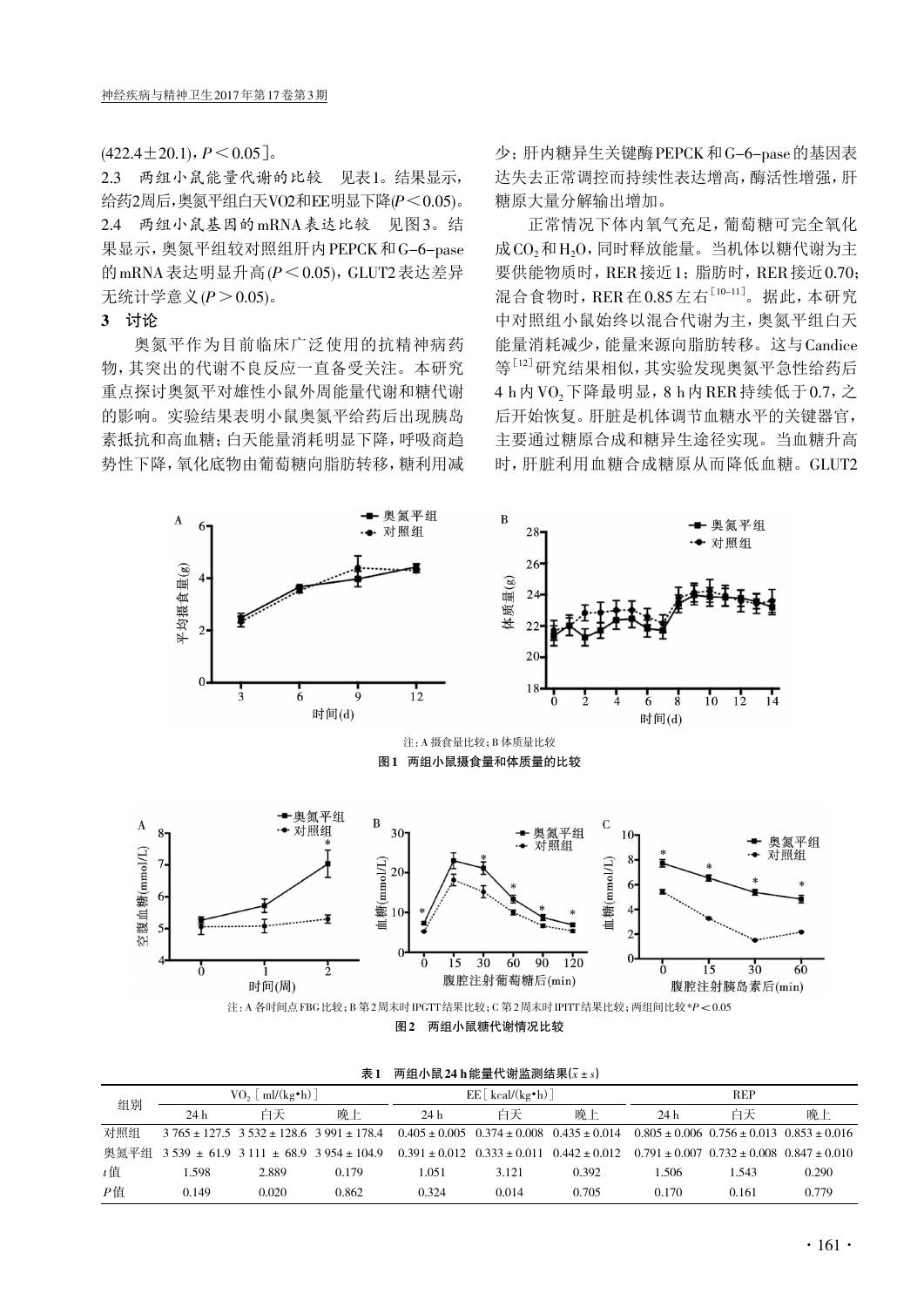(422.4±20.1)，$P < 0.05$]。

2.3 两组小鼠能量代谢的比较 见表1。结果显示，给药2周后，奥氮平组白天VO2和EE明显下降($P < 0.05$)。

2.4 两组小鼠基因的mRNA表达比较 见图3。结果显示，奥氮平组较对照组肝内PEPCK和G-6-pase的mRNA表达明显升高($P < 0.05$)，GLUT2表达差异无统计学意义($P > 0.05$)。

## 3 讨论

奥氮平作为目前临床广泛使用的抗精神病药物，其突出的代谢不良反应一直备受关注。本研究重点探讨奥氮平对雄性小鼠外周能量代谢和糖代谢的影响。实验结果表明小鼠奥氮平给药后出现胰岛素抵抗和高血糖；白天能量消耗明显下降，呼吸商趋势性下降，氧化底物由葡萄糖向脂肪转移，糖利用减少；肝内糖异生关键酶PEPCK和G-6-pase的基因表达失去正常调控而持续性表达增高，酶活性增强，肝糖原大量分解输出增加。

正常情况下体内氧气充足，葡萄糖可完全氧化成$CO_2$和$H_2O$，同时释放能量。当机体以糖代谢为主要供能物质时，RER接近1；脂肪时，RER接近0.70；混合食物时，RER在0.85左右[10-11]。据此，本研究中对照组小鼠始终以混合代谢为主，奥氮平组白天能量消耗减少，能量来源向脂肪转移。这与Candice等[12]研究结果相似，其实验发现奥氮平急性给药后4 h内$VO_2$下降最明显，8 h内RER持续低于0.7，之后开始恢复。肝脏是机体调节血糖水平的关键器官，主要通过糖原合成和糖异生途径实现。当血糖升高时，肝脏利用血糖合成糖原从而降低血糖。GLUT2

注：A 摄食量比较；B 体质量比较

**图1 两组小鼠摄食量和体质量的比较**

注：A 各时间点FBG比较；B 第2周末时IPGTT结果比较；C 第2周末时IPITT结果比较；两组间比较*$P < 0.05$

**图2 两组小鼠糖代谢情况比较**

**表1 两组小鼠24 h能量代谢监测结果($\bar{x} \pm s$)**

| 组别 | VO$_2$ [ ml/(kg•h) ] | | | EE [ kcal/(kg•h) ] | | | REP | | |
|---|---|---|---|---|---|---|---|---|---|
| | 24 h | 白天 | 晚上 | 24 h | 白天 | 晚上 | 24 h | 白天 | 晚上 |
| 对照组 | 3 765 ± 127.5 | 3 532 ± 128.6 | 3 991 ± 178.4 | 0.405 ± 0.005 | 0.374 ± 0.008 | 0.435 ± 0.014 | 0.805 ± 0.006 | 0.756 ± 0.013 | 0.853 ± 0.016 |
| 奥氮平组 | 3 539 ± 61.9 | 3 111 ± 68.9 | 3 954 ± 104.9 | 0.391 ± 0.012 | 0.333 ± 0.011 | 0.442 ± 0.012 | 0.791 ± 0.007 | 0.732 ± 0.008 | 0.847 ± 0.010 |
| $t$值 | 1.598 | 2.889 | 0.179 | 1.051 | 3.121 | 0.392 | 1.506 | 1.543 | 0.290 |
| $P$值 | 0.149 | 0.020 | 0.862 | 0.324 | 0.014 | 0.705 | 0.170 | 0.161 | 0.779 |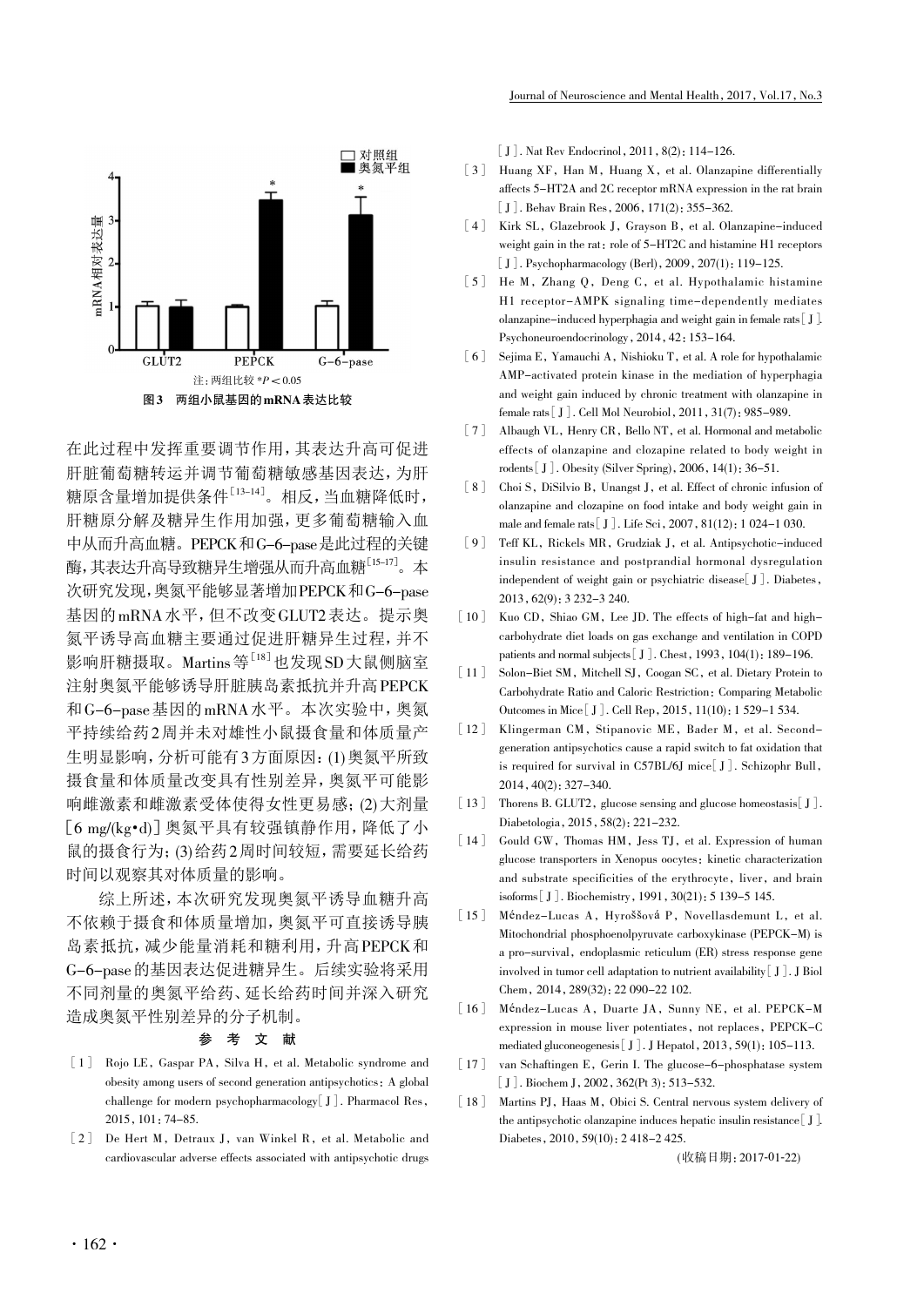□ 对照组
■ 奥氮平组

mRNA相对表达量

4
3
2
1
0

GLUT2　PEPCK　G-6-pase

\*　\*

注：两组比较 $^{*}P < 0.05$

**图3　两组小鼠基因的mRNA表达比较**

在此过程中发挥重要调节作用，其表达升高可促进肝脏葡萄糖转运并调节葡萄糖敏感基因表达，为肝糖原含量增加提供条件[13-14]。相反，当血糖降低时，肝糖原分解及糖异生作用加强，更多葡萄糖输入血中从而升高血糖。PEPCK和G-6-pase是此过程的关键酶，其表达升高导致糖异生增强从而升高血糖[15-17]。本次研究发现，奥氮平能够显著增加PEPCK和G-6-pase基因的mRNA水平，但不改变GLUT2表达。提示奥氮平诱导高血糖主要通过促进肝糖异生过程，并不影响肝糖摄取。Martins等[18]也发现SD大鼠侧脑室注射奥氮平能够诱导肝脏胰岛素抵抗并升高PEPCK和G-6-pase基因的mRNA水平。本次实验中，奥氮平持续给药2周并未对雄性小鼠摄食量和体质量产生明显影响，分析可能有3方面原因：(1)奥氮平所致摄食量和体质量改变具有性别差异，奥氮平可能影响雌激素和雌激素受体使得女性更易感；(2)大剂量[6 mg/(kg•d)]奥氮平具有较强镇静作用，降低了小鼠的摄食行为；(3)给药2周时间较短，需要延长给药时间以观察其对体质量的影响。

综上所述，本次研究发现奥氮平诱导血糖升高不依赖于摄食和体质量增加，奥氮平可直接诱导胰岛素抵抗，减少能量消耗和糖利用，升高PEPCK和G-6-pase的基因表达促进糖异生。后续实验将采用不同剂量的奥氮平给药、延长给药时间并深入研究造成奥氮平性别差异的分子机制。

## 参考文献

[1] Rojo LE, Gaspar PA, Silva H, et al. Metabolic syndrome and obesity among users of second generation antipsychotics: A global challenge for modern psychopharmacology[J]. Pharmacol Res, 2015, 101: 74-85.

[2] De Hert M, Detraux J, van Winkel R, et al. Metabolic and cardiovascular adverse effects associated with antipsychotic drugs[J]. Nat Rev Endocrinol, 2011, 8(2): 114-126.

[3] Huang XF, Han M, Huang X, et al. Olanzapine differentially affects 5-HT2A and 2C receptor mRNA expression in the rat brain[J]. Behav Brain Res, 2006, 171(2): 355-362.

[4] Kirk SL, Glazebrook J, Grayson B, et al. Olanzapine-induced weight gain in the rat: role of 5-HT2C and histamine H1 receptors[J]. Psychopharmacology (Berl), 2009, 207(1): 119-125.

[5] He M, Zhang Q, Deng C, et al. Hypothalamic histamine H1 receptor-AMPK signaling time-dependently mediates olanzapine-induced hyperphagia and weight gain in female rats[J]. Psychoneuroendocrinology, 2014, 42: 153-164.

[6] Sejima E, Yamauchi A, Nishioku T, et al. A role for hypothalamic AMP-activated protein kinase in the mediation of hyperphagia and weight gain induced by chronic treatment with olanzapine in female rats[J]. Cell Mol Neurobiol, 2011, 31(7): 985-989.

[7] Albaugh VL, Henry CR, Bello NT, et al. Hormonal and metabolic effects of olanzapine and clozapine related to body weight in rodents[J]. Obesity (Silver Spring), 2006, 14(1): 36-51.

[8] Choi S, DiSilvio B, Unangst J, et al. Effect of chronic infusion of olanzapine and clozapine on food intake and body weight gain in male and female rats[J]. Life Sci, 2007, 81(12): 1 024-1 030.

[9] Teff KL, Rickels MR, Grudziak J, et al. Antipsychotic-induced insulin resistance and postprandial hormonal dysregulation independent of weight gain or psychiatric disease[J]. Diabetes, 2013, 62(9): 3 232-3 240.

[10] Kuo CD, Shiao GM, Lee JD. The effects of high-fat and high-carbohydrate diet loads on gas exchange and ventilation in COPD patients and normal subjects[J]. Chest, 1993, 104(1): 189-196.

[11] Solon-Biet SM, Mitchell SJ, Coogan SC, et al. Dietary Protein to Carbohydrate Ratio and Caloric Restriction: Comparing Metabolic Outcomes in Mice[J]. Cell Rep, 2015, 11(10): 1 529-1 534.

[12] Klingerman CM, Stipanovic ME, Bader M, et al. Second-generation antipsychotics cause a rapid switch to fat oxidation that is required for survival in C57BL/6J mice[J]. Schizophr Bull, 2014, 40(2): 327-340.

[13] Thorens B. GLUT2, glucose sensing and glucose homeostasis[J]. Diabetologia, 2015, 58(2): 221-232.

[14] Gould GW, Thomas HM, Jess TJ, et al. Expression of human glucose transporters in Xenopus oocytes: kinetic characterization and substrate specificities of the erythrocyte, liver, and brain isoforms[J]. Biochemistry, 1991, 30(21): 5 139-5 145.

[15] Méndez-Lucas A, Hyroššová P, Novellasdemunt L, et al. Mitochondrial phosphoenolpyruvate carboxykinase (PEPCK-M) is a pro-survival, endoplasmic reticulum (ER) stress response gene involved in tumor cell adaptation to nutrient availability[J]. J Biol Chem, 2014, 289(32): 22 090-22 102.

[16] Méndez-Lucas A, Duarte JA, Sunny NE, et al. PEPCK-M expression in mouse liver potentiates, not replaces, PEPCK-C mediated gluconeogenesis[J]. J Hepatol, 2013, 59(1): 105-113.

[17] van Schaftingen E, Gerin I. The glucose-6-phosphatase system[J]. Biochem J, 2002, 362(Pt 3): 513-532.

[18] Martins PJ, Haas M, Obici S. Central nervous system delivery of the antipsychotic olanzapine induces hepatic insulin resistance[J]. Diabetes, 2010, 59(10): 2 418-2 425.

(收稿日期：2017-01-22)